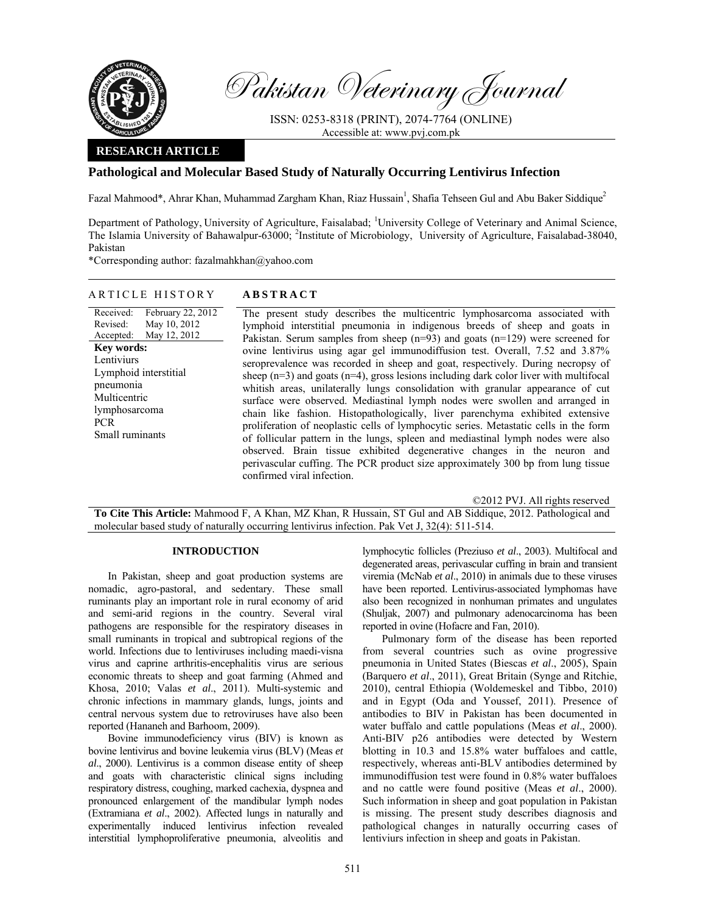# Pakistan Veterinary Journal

ISSN: 0253-8318 (PRINT), 2074-7764 (ONLINE)
Accessible at: www.pvj.com.pk

**RESEARCH ARTICLE**

## Pathological and Molecular Based Study of Naturally Occurring Lentivirus Infection

Fazal Mahmood*, Ahrar Khan, Muhammad Zargham Khan, Riaz Hussain[1], Shafia Tehseen Gul and Abu Baker Siddique[2]

Department of Pathology, University of Agriculture, Faisalabad; [1]University College of Veterinary and Animal Science, The Islamia University of Bahawalpur-63000; [2]Institute of Microbiology, University of Agriculture, Faisalabad-38040, Pakistan

*Corresponding author: fazalmahkhan@yahoo.com

### ARTICLE HISTORY

Received: February 22, 2012
Revised: May 10, 2012
Accepted: May 12, 2012

**Key words:**
Lentiviurs
Lymphoid interstitial pneumonia
Multicentric lymphosarcoma
PCR
Small ruminants

### ABSTRACT

The present study describes the multicentric lymphosarcoma associated with lymphoid interstitial pneumonia in indigenous breeds of sheep and goats in Pakistan. Serum samples from sheep (n=93) and goats (n=129) were screened for ovine lentivirus using agar gel immunodiffusion test. Overall, 7.52 and 3.87% seroprevalence was recorded in sheep and goat, respectively. During necropsy of sheep (n=3) and goats (n=4), gross lesions including dark color liver with multifocal whitish areas, unilaterally lungs consolidation with granular appearance of cut surface were observed. Mediastinal lymph nodes were swollen and arranged in chain like fashion. Histopathologically, liver parenchyma exhibited extensive proliferation of neoplastic cells of lymphocytic series. Metastatic cells in the form of follicular pattern in the lungs, spleen and mediastinal lymph nodes were also observed. Brain tissue exhibited degenerative changes in the neuron and perivascular cuffing. The PCR product size approximately 300 bp from lung tissue confirmed viral infection.

©2012 PVJ. All rights reserved

**To Cite This Article:** Mahmood F, A Khan, MZ Khan, R Hussain, ST Gul and AB Siddique, 2012. Pathological and molecular based study of naturally occurring lentivirus infection. Pak Vet J, 32(4): 511-514.

## INTRODUCTION

In Pakistan, sheep and goat production systems are nomadic, agro-pastoral, and sedentary. These small ruminants play an important role in rural economy of arid and semi-arid regions in the country. Several viral pathogens are responsible for the respiratory diseases in small ruminants in tropical and subtropical regions of the world. Infections due to lentiviruses including maedi-visna virus and caprine arthritis-encephalitis virus are serious economic threats to sheep and goat farming (Ahmed and Khosa, 2010; Valas *et al*., 2011). Multi-systemic and chronic infections in mammary glands, lungs, joints and central nervous system due to retroviruses have also been reported (Hananeh and Barhoom, 2009).

Bovine immunodeficiency virus (BIV) is known as bovine lentivirus and bovine leukemia virus (BLV) (Meas *et al*., 2000). Lentivirus is a common disease entity of sheep and goats with characteristic clinical signs including respiratory distress, coughing, marked cachexia, dyspnea and pronounced enlargement of the mandibular lymph nodes (Extramiana *et al*., 2002). Affected lungs in naturally and experimentally induced lentivirus infection revealed interstitial lymphoproliferative pneumonia, alveolitis and lymphocytic follicles (Preziuso *et al*., 2003). Multifocal and degenerated areas, perivascular cuffing in brain and transient viremia (McNab *et al*., 2010) in animals due to these viruses have been reported. Lentivirus-associated lymphomas have also been recognized in nonhuman primates and ungulates (Shuljak, 2007) and pulmonary adenocarcinoma has been reported in ovine (Hofacre and Fan, 2010).

Pulmonary form of the disease has been reported from several countries such as ovine progressive pneumonia in United States (Biescas *et al*., 2005), Spain (Barquero *et al*., 2011), Great Britain (Synge and Ritchie, 2010), central Ethiopia (Woldemeskel and Tibbo, 2010) and in Egypt (Oda and Youssef, 2011). Presence of antibodies to BIV in Pakistan has been documented in water buffalo and cattle populations (Meas *et al*., 2000). Anti-BIV p26 antibodies were detected by Western blotting in 10.3 and 15.8% water buffaloes and cattle, respectively, whereas anti-BLV antibodies determined by immunodiffusion test were found in 0.8% water buffaloes and no cattle were found positive (Meas *et al*., 2000). Such information in sheep and goat population in Pakistan is missing. The present study describes diagnosis and pathological changes in naturally occurring cases of lentiviurs infection in sheep and goats in Pakistan.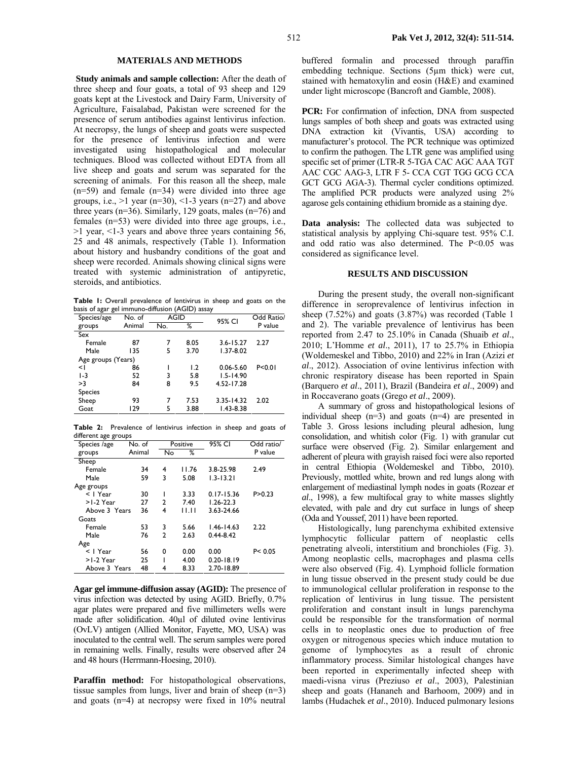## MATERIALS AND METHODS

**Study animals and sample collection:** After the death of three sheep and four goats, a total of 93 sheep and 129 goats kept at the Livestock and Dairy Farm, University of Agriculture, Faisalabad, Pakistan were screened for the presence of serum antibodies against lentivirus infection. At necropsy, the lungs of sheep and goats were suspected for the presence of lentivirus infection and were investigated using histopathological and molecular techniques. Blood was collected without EDTA from all live sheep and goats and serum was separated for the screening of animals. For this reason all the sheep, male (n=59) and female (n=34) were divided into three age groups, i.e., >1 year (n=30), <1-3 years (n=27) and above three years (n=36). Similarly, 129 goats, males (n=76) and females (n=53) were divided into three age groups, i.e., >1 year, <1-3 years and above three years containing 56, 25 and 48 animals, respectively (Table 1). Information about history and husbandry conditions of the goat and sheep were recorded. Animals showing clinical signs were treated with systemic administration of antipyretic, steroids, and antibiotics.

**Table 1:** Overall prevalence of lentivirus in sheep and goats on the basis of agar gel immuno-diffusion (AGID) assay

| Species/age groups | No. of Animal | AGID | | 95% CI | Odd Ratio/ P value |
|---|---|---|---|---|---|
| | | No. | % | | |
| Sex | | | | | |
| Female | 87 | 7 | 8.05 | 3.6-15.27 | 2.27 |
| Male | 135 | 5 | 3.70 | 1.37-8.02 | |
| Age groups (Years) | | | | | |
| <1 | 86 | 1 | 1.2 | 0.06-5.60 | P<0.01 |
| 1-3 | 52 | 3 | 5.8 | 1.5-14.90 | |
| >3 | 84 | 8 | 9.5 | 4.52-17.28 | |
| Species | | | | | |
| Sheep | 93 | 7 | 7.53 | 3.35-14.32 | 2.02 |
| Goat | 129 | 5 | 3.88 | 1.43-8.38 | |

**Table 2:** Prevalence of lentivirus infection in sheep and goats of different age groups

| Species /age groups | No. of Animal | Positive | | 95% CI | Odd ratio/ P value |
|---|---|---|---|---|---|
| | | No | % | | |
| Sheep | | | | | |
| Female | 34 | 4 | 11.76 | 3.8-25.98 | 2.49 |
| Male | 59 | 3 | 5.08 | 1.3-13.21 | |
| Age groups | | | | | |
| < 1 Year | 30 | 1 | 3.33 | 0.17-15.36 | P>0.23 |
| >1-2 Year | 27 | 2 | 7.40 | 1.26-22.3 | |
| Above 3 Years | 36 | 4 | 11.11 | 3.63-24.66 | |
| Goats | | | | | |
| Female | 53 | 3 | 5.66 | 1.46-14.63 | 2.22 |
| Male | 76 | 2 | 2.63 | 0.44-8.42 | |
| Age | | | | | |
| < 1 Year | 56 | 0 | 0.00 | 0.00 | P< 0.05 |
| >1-2 Year | 25 | 1 | 4.00 | 0.20-18.19 | |
| Above 3 Years | 48 | 4 | 8.33 | 2.70-18.89 | |

**Agar gel immune-diffusion assay (AGID):** The presence of virus infection was detected by using AGID. Briefly, 0.7% agar plates were prepared and five millimeters wells were made after solidification. 40µl of diluted ovine lentivirus (OvLV) antigen (Allied Monitor, Fayette, MO, USA) was inoculated to the central well. The serum samples were pored in remaining wells. Finally, results were observed after 24 and 48 hours (Herrmann-Hoesing, 2010).

**Paraffin method:** For histopathological observations, tissue samples from lungs, liver and brain of sheep (n=3) and goats (n=4) at necropsy were fixed in 10% neutral buffered formalin and processed through paraffin embedding technique. Sections (5µm thick) were cut, stained with hematoxylin and eosin (H&E) and examined under light microscope (Bancroft and Gamble, 2008).

**PCR:** For confirmation of infection, DNA from suspected lungs samples of both sheep and goats was extracted using DNA extraction kit (Vivantis, USA) according to manufacturer's protocol. The PCR technique was optimized to confirm the pathogen. The LTR gene was amplified using specific set of primer (LTR-R 5-TGA CAC AGC AAA TGT AAC CGC AAG-3, LTR F 5- CCA CGT TGG GCG CCA GCT GCG AGA-3). Thermal cycler conditions optimized. The amplified PCR products were analyzed using 2% agarose gels containing ethidium bromide as a staining dye.

**Data analysis:** The collected data was subjected to statistical analysis by applying Chi-square test. 95% C.I. and odd ratio was also determined. The P<0.05 was considered as significance level.

## RESULTS AND DISCUSSION

During the present study, the overall non-significant difference in seroprevalence of lentivirus infection in sheep (7.52%) and goats (3.87%) was recorded (Table 1 and 2). The variable prevalence of lentivirus has been reported from 2.47 to 25.10% in Canada (Shuaib *et al*., 2010; L'Homme *et al*., 2011), 17 to 25.7% in Ethiopia (Woldemeskel and Tibbo, 2010) and 22% in Iran (Azizi *et al*., 2012). Association of ovine lentivirus infection with chronic respiratory disease has been reported in Spain (Barquero *et al*., 2011), Brazil (Bandeira *et al*., 2009) and in Roccaverano goats (Grego *et al*., 2009).

A summary of gross and histopathological lesions of individual sheep (n=3) and goats (n=4) are presented in Table 3. Gross lesions including pleural adhesion, lung consolidation, and whitish color (Fig. 1) with granular cut surface were observed (Fig. 2). Similar enlargement and adherent of pleura with grayish raised foci were also reported in central Ethiopia (Woldemeskel and Tibbo, 2010). Previously, mottled white, brown and red lungs along with enlargement of mediastinal lymph nodes in goats (Rozear *et al*., 1998), a few multifocal gray to white masses slightly elevated, with pale and dry cut surface in lungs of sheep (Oda and Youssef, 2011) have been reported.

Histologically, lung parenchyma exhibited extensive lymphocytic follicular pattern of neoplastic cells penetrating alveoli, interstitium and bronchioles (Fig. 3). Among neoplastic cells, macrophages and plasma cells were also observed (Fig. 4). Lymphoid follicle formation in lung tissue observed in the present study could be due to immunological cellular proliferation in response to the replication of lentivirus in lung tissue. The persistent proliferation and constant insult in lungs parenchyma could be responsible for the transformation of normal cells in to neoplastic ones due to production of free oxygen or nitrogenous species which induce mutation to genome of lymphocytes as a result of chronic inflammatory process. Similar histological changes have been reported in experimentally infected sheep with maedi-visna virus (Preziuso *et al*., 2003), Palestinian sheep and goats (Hananeh and Barhoom, 2009) and in lambs (Hudachek *et al*., 2010). Induced pulmonary lesions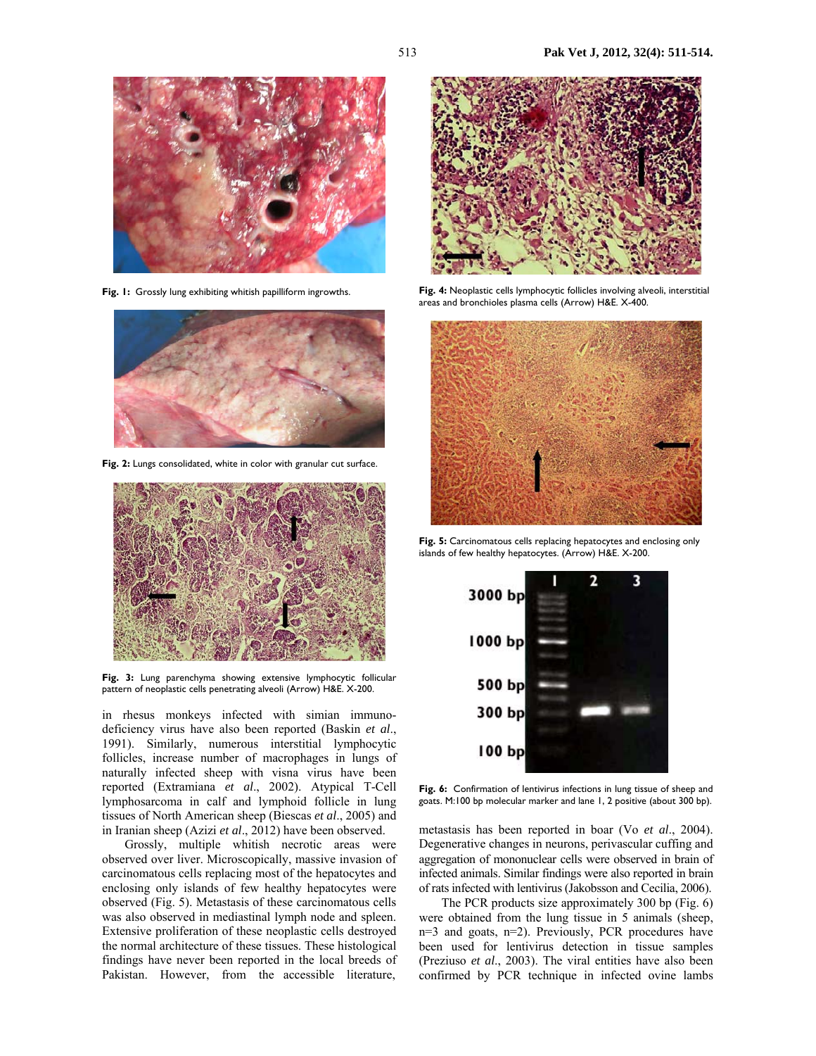Fig. 1: Grossly lung exhibiting whitish papilliform ingrowths.

Fig. 2: Lungs consolidated, white in color with granular cut surface.

Fig. 3: Lung parenchyma showing extensive lymphocytic follicular pattern of neoplastic cells penetrating alveoli (Arrow) H&E. X-200.

in rhesus monkeys infected with simian immunodeficiency virus have also been reported (Baskin *et al*., 1991). Similarly, numerous interstitial lymphocytic follicles, increase number of macrophages in lungs of naturally infected sheep with visna virus have been reported (Extramiana *et al*., 2002). Atypical T-Cell lymphosarcoma in calf and lymphoid follicle in lung tissues of North American sheep (Biescas *et al*., 2005) and in Iranian sheep (Azizi *et al*., 2012) have been observed.

Grossly, multiple whitish necrotic areas were observed over liver. Microscopically, massive invasion of carcinomatous cells replacing most of the hepatocytes and enclosing only islands of few healthy hepatocytes were observed (Fig. 5). Metastasis of these carcinomatous cells was also observed in mediastinal lymph node and spleen. Extensive proliferation of these neoplastic cells destroyed the normal architecture of these tissues. These histological findings have never been reported in the local breeds of Pakistan. However, from the accessible literature,

Fig. 4: Neoplastic cells lymphocytic follicles involving alveoli, interstitial areas and bronchioles plasma cells (Arrow) H&E. X-400.

Fig. 5: Carcinomatous cells replacing hepatocytes and enclosing only islands of few healthy hepatocytes. (Arrow) H&E. X-200.

Fig. 6: Confirmation of lentivirus infections in lung tissue of sheep and goats. M:100 bp molecular marker and lane 1, 2 positive (about 300 bp).

metastasis has been reported in boar (Vo *et al*., 2004). Degenerative changes in neurons, perivascular cuffing and aggregation of mononuclear cells were observed in brain of infected animals. Similar findings were also reported in brain of rats infected with lentivirus (Jakobsson and Cecilia, 2006).

The PCR products size approximately 300 bp (Fig. 6) were obtained from the lung tissue in 5 animals (sheep, n=3 and goats, n=2). Previously, PCR procedures have been used for lentivirus detection in tissue samples (Preziuso *et al*., 2003). The viral entities have also been confirmed by PCR technique in infected ovine lambs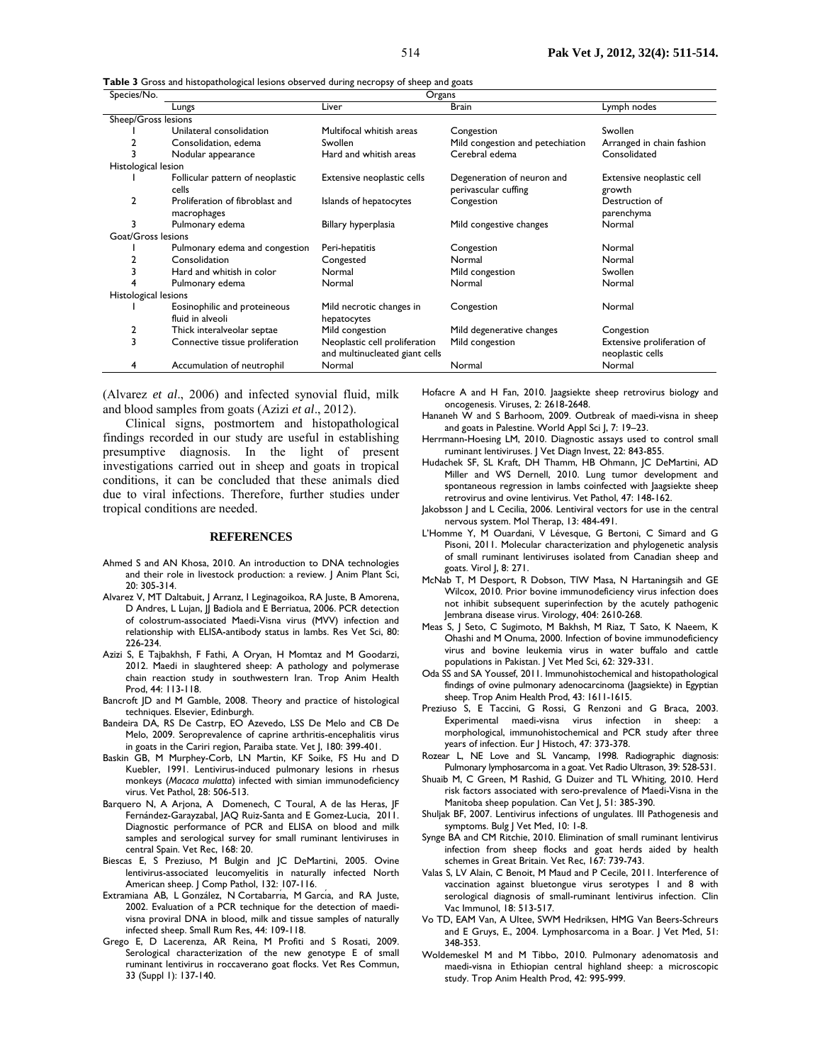**Table 3** Gross and histopathological lesions observed during necropsy of sheep and goats

| Species/No. | Organs | | | |
|---|---|---|---|---|
| | Lungs | Liver | Brain | Lymph nodes |
| Sheep/Gross lesions | | | | |
| 1 | Unilateral consolidation | Multifocal whitish areas | Congestion | Swollen |
| 2 | Consolidation, edema | Swollen | Mild congestion and petechiation | Arranged in chain fashion |
| 3 | Nodular appearance | Hard and whitish areas | Cerebral edema | Consolidated |
| Histological lesion | | | | |
| 1 | Follicular pattern of neoplastic cells | Extensive neoplastic cells | Degeneration of neuron and perivascular cuffing | Extensive neoplastic cell growth |
| 2 | Proliferation of fibroblast and macrophages | Islands of hepatocytes | Congestion | Destruction of parenchyma |
| 3 | Pulmonary edema | Billary hyperplasia | Mild congestive changes | Normal |
| Goat/Gross lesions | | | | |
| 1 | Pulmonary edema and congestion | Peri-hepatitis | Congestion | Normal |
| 2 | Consolidation | Congested | Normal | Normal |
| 3 | Hard and whitish in color | Normal | Mild congestion | Swollen |
| 4 | Pulmonary edema | Normal | Normal | Normal |
| Histological lesions | | | | |
| 1 | Eosinophilic and proteineous fluid in alveoli | Mild necrotic changes in hepatocytes | Congestion | Normal |
| 2 | Thick interalveolar septae | Mild congestion | Mild degenerative changes | Congestion |
| 3 | Connective tissue proliferation | Neoplastic cell proliferation and multinucleated giant cells | Mild congestion | Extensive proliferation of neoplastic cells |
| 4 | Accumulation of neutrophil | Normal | Normal | Normal |

(Alvarez *et al*., 2006) and infected synovial fluid, milk and blood samples from goats (Azizi *et al*., 2012).

Clinical signs, postmortem and histopathological findings recorded in our study are useful in establishing presumptive diagnosis. In the light of present investigations carried out in sheep and goats in tropical conditions, it can be concluded that these animals died due to viral infections. Therefore, further studies under tropical conditions are needed.

## REFERENCES

Ahmed S and AN Khosa, 2010. An introduction to DNA technologies and their role in livestock production: a review. J Anim Plant Sci, 20: 305-314.

Alvarez V, MT Daltabuit, J Arranz, I Leginagoikoa, RA Juste, B Amorena, D Andres, L Lujan, JJ Badiola and E Berriatua, 2006. PCR detection of colostrum-associated Maedi-Visna virus (MVV) infection and relationship with ELISA-antibody status in lambs. Res Vet Sci, 80: 226-234.

Azizi S, E Tajbakhsh, F Fathi, A Oryan, H Momtaz and M Goodarzi, 2012. Maedi in slaughtered sheep: A pathology and polymerase chain reaction study in southwestern Iran. Trop Anim Health Prod, 44: 113-118.

Bancroft JD and M Gamble, 2008. Theory and practice of histological techniques. Elsevier, Edinburgh.

Bandeira DA, RS De Castrp, EO Azevedo, LSS De Melo and CB De Melo, 2009. Seroprevalence of caprine arthritis-encephalitis virus in goats in the Cariri region, Paraiba state. Vet J, 180: 399-401.

Baskin GB, M Murphey-Corb, LN Martin, KF Soike, FS Hu and D Kuebler, 1991. Lentivirus-induced pulmonary lesions in rhesus monkeys (*Macaca mulatta*) infected with simian immunodeficiency virus. Vet Pathol, 28: 506-513.

Barquero N, A Arjona, A Domenech, C Toural, A de las Heras, JF Fernández-Garayzabal, JAQ Ruiz-Santa and E Gomez-Lucia, 2011. Diagnostic performance of PCR and ELISA on blood and milk samples and serological survey for small ruminant lentiviruses in central Spain. Vet Rec, 168: 20.

Biescas E, S Preziuso, M Bulgin and JC DeMartini, 2005. Ovine lentivirus-associated leucomyelitis in naturally infected North American sheep. J Comp Pathol, 132: 107-116.

Extramiana AB, L González, N Cortabarría, M García, and RA Juste, 2002. Evaluation of a PCR technique for the detection of maedi-visna proviral DNA in blood, milk and tissue samples of naturally infected sheep. Small Rum Res, 44: 109-118.

Grego E, D Lacerenza, AR Reina, M Profiti and S Rosati, 2009. Serological characterization of the new genotype E of small ruminant lentivirus in roccaverano goat flocks. Vet Res Commun, 33 (Suppl 1): 137-140.

Hofacre A and H Fan, 2010. Jaagsiekte sheep retrovirus biology and oncogenesis. Viruses, 2: 2618-2648.

Hananeh W and S Barhoom, 2009. Outbreak of maedi-visna in sheep and goats in Palestine. World Appl Sci J, 7: 19–23.

Herrmann-Hoesing LM, 2010. Diagnostic assays used to control small ruminant lentiviruses. J Vet Diagn Invest, 22: 843-855.

Hudachek SF, SL Kraft, DH Thamm, HB Ohmann, JC DeMartini, AD Miller and WS Dernell, 2010. Lung tumor development and spontaneous regression in lambs coinfected with Jaagsiekte sheep retrovirus and ovine lentivirus. Vet Pathol, 47: 148-162.

Jakobsson J and L Cecilia, 2006. Lentiviral vectors for use in the central nervous system. Mol Therap, 13: 484-491.

L'Homme Y, M Ouardani, V Lévesque, G Bertoni, C Simard and G Pisoni, 2011. Molecular characterization and phylogenetic analysis of small ruminant lentiviruses isolated from Canadian sheep and goats. Virol J, 8: 271.

McNab T, M Desport, R Dobson, TIW Masa, N Hartaningsih and GE Wilcox, 2010. Prior bovine immunodeficiency virus infection does not inhibit subsequent superinfection by the acutely pathogenic Jembrana disease virus. Virology, 404: 2610-268.

Meas S, J Seto, C Sugimoto, M Bakhsh, M Riaz, T Sato, K Naeem, K Ohashi and M Onuma, 2000. Infection of bovine immunodeficiency virus and bovine leukemia virus in water buffalo and cattle populations in Pakistan. J Vet Med Sci, 62: 329-331.

Oda SS and SA Youssef, 2011. Immunohistochemical and histopathological findings of ovine pulmonary adenocarcinoma (Jaagsiekte) in Egyptian sheep. Trop Anim Health Prod, 43: 1611-1615.

Preziuso S, E Taccini, G Rossi, G Renzoni and G Braca, 2003. Experimental maedi-visna virus infection in sheep: a morphological, immunohistochemical and PCR study after three years of infection. Eur J Histoch, 47: 373-378.

Rozear L, NE Love and SL Vancamp, 1998. Radiographic diagnosis: Pulmonary lymphosarcoma in a goat. Vet Radio Ultrason, 39: 528-531.

Shuaib M, C Green, M Rashid, G Duizer and TL Whiting, 2010. Herd risk factors associated with sero-prevalence of Maedi-Visna in the Manitoba sheep population. Can Vet J, 51: 385-390.

Shuljak BF, 2007. Lentivirus infections of ungulates. III Pathogenesis and symptoms. Bulg J Vet Med, 10: 1-8.

Synge BA and CM Ritchie, 2010. Elimination of small ruminant lentivirus infection from sheep flocks and goat herds aided by health schemes in Great Britain. Vet Rec, 167: 739-743.

Valas S, LV Alain, C Benoit, M Maud and P Cecile, 2011. Interference of vaccination against bluetongue virus serotypes 1 and 8 with serological diagnosis of small-ruminant lentivirus infection. Clin Vac Immunol, 18: 513-517.

Vo TD, EAM Van, A Ultee, SWM Hedriksen, HMG Van Beers-Schreurs and E Gruys, E., 2004. Lymphosarcoma in a Boar. J Vet Med, 51: 348-353.

Woldemeskel M and M Tibbo, 2010. Pulmonary adenomatosis and maedi-visna in Ethiopian central highland sheep: a microscopic study. Trop Anim Health Prod, 42: 995-999.